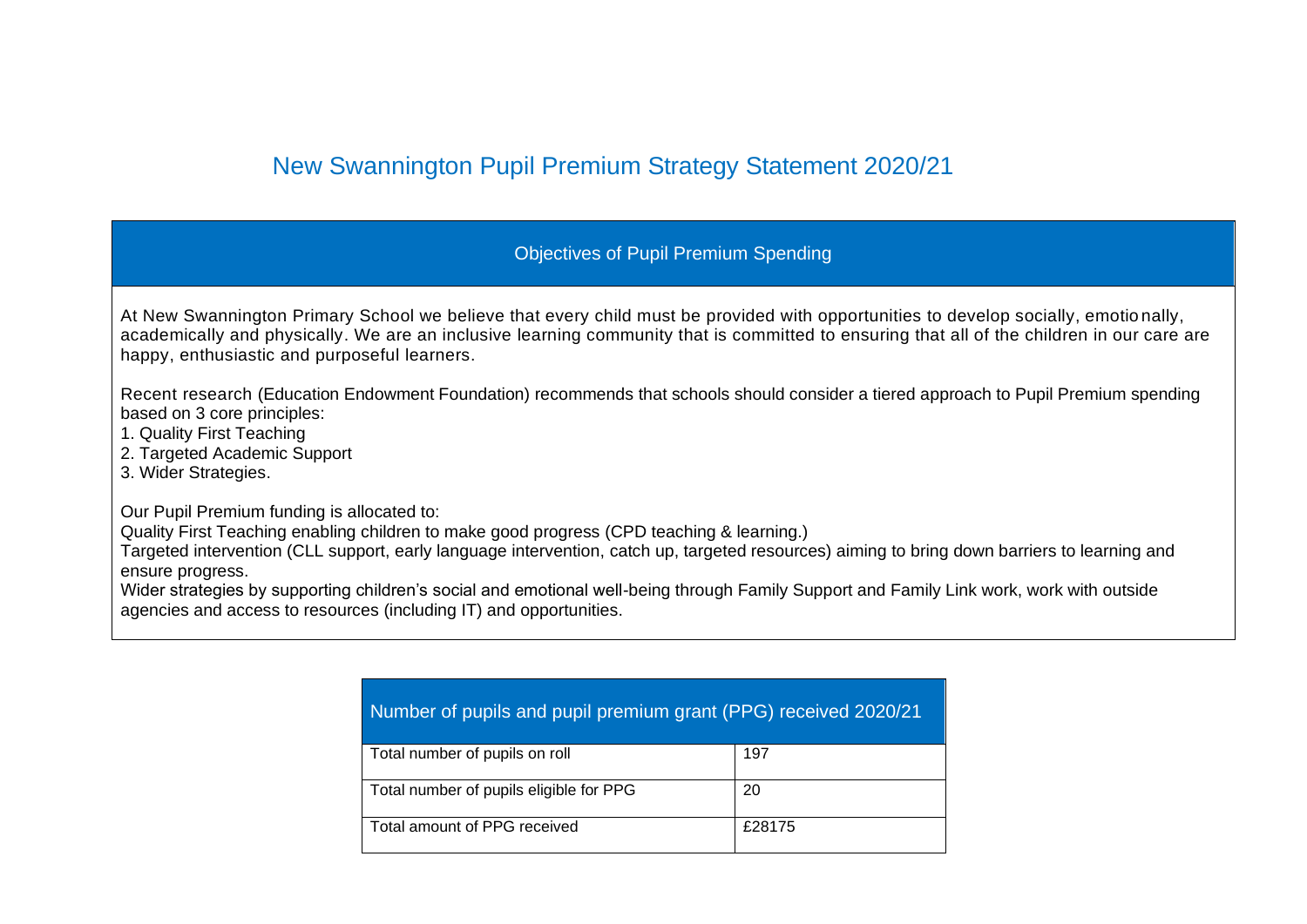# New Swannington Pupil Premium Strategy Statement 2020/21

## Objectives of Pupil Premium Spending

At New Swannington Primary School we believe that every child must be provided with opportunities to develop socially, emotionally, academically and physically. We are an inclusive learning community that is committed to ensuring that all of the children in our care are happy, enthusiastic and purposeful learners.

Recent research (Education Endowment Foundation) recommends that schools should consider a tiered approach to Pupil Premium spending based on 3 core principles:

1. Quality First Teaching
2. Targeted Academic Support
3. Wider Strategies.

Our Pupil Premium funding is allocated to:

Quality First Teaching enabling children to make good progress (CPD teaching & learning.)

Targeted intervention (CLL support, early language intervention, catch up, targeted resources) aiming to bring down barriers to learning and ensure progress.

Wider strategies by supporting children's social and emotional well-being through Family Support and Family Link work, work with outside agencies and access to resources (including IT) and opportunities.

| Number of pupils and pupil premium grant (PPG) received 2020/21 | |
|---|---|
| Total number of pupils on roll | 197 |
| Total number of pupils eligible for PPG | 20 |
| Total amount of PPG received | £28175 |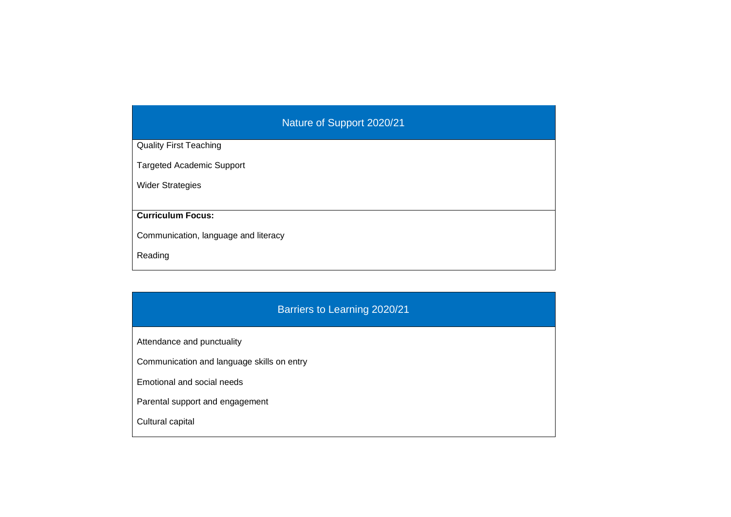| Nature of Support 2020/21 |
| --- |
| Quality First Teaching<br><br>Targeted Academic Support<br><br>Wider Strategies |
| **Curriculum Focus:**<br><br>Communication, language and literacy<br><br>Reading |

| Barriers to Learning 2020/21 |
| --- |
| Attendance and punctuality<br><br>Communication and language skills on entry<br><br>Emotional and social needs<br><br>Parental support and engagement<br><br>Cultural capital |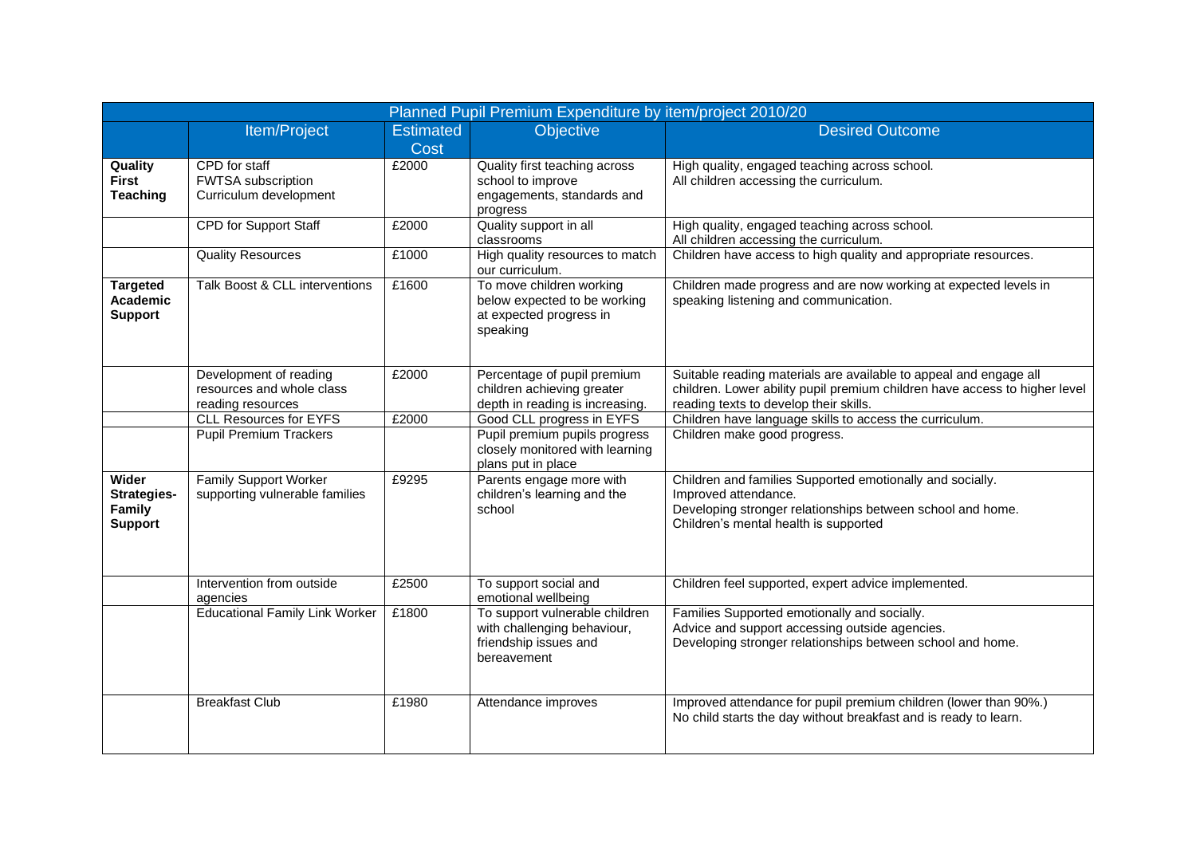| Planned Pupil Premium Expenditure by item/project 2010/20 | | | | |
|---|---|---|---|---|
| | Item/Project | Estimated Cost | Objective | Desired Outcome |
| **Quality First Teaching** | CPD for staff<br>FWTSA subscription<br>Curriculum development | £2000 | Quality first teaching across school to improve engagements, standards and progress | High quality, engaged teaching across school.<br>All children accessing the curriculum. |
| | CPD for Support Staff | £2000 | Quality support in all classrooms | High quality, engaged teaching across school.<br>All children accessing the curriculum. |
| | Quality Resources | £1000 | High quality resources to match our curriculum. | Children have access to high quality and appropriate resources. |
| **Targeted Academic Support** | Talk Boost & CLL interventions | £1600 | To move children working below expected to be working at expected progress in speaking | Children made progress and are now working at expected levels in speaking listening and communication. |
| | Development of reading resources and whole class reading resources | £2000 | Percentage of pupil premium children achieving greater depth in reading is increasing. | Suitable reading materials are available to appeal and engage all children. Lower ability pupil premium children have access to higher level reading texts to develop their skills. |
| | CLL Resources for EYFS | £2000 | Good CLL progress in EYFS | Children have language skills to access the curriculum. |
| | Pupil Premium Trackers | | Pupil premium pupils progress closely monitored with learning plans put in place | Children make good progress. |
| **Wider Strategies- Family Support** | Family Support Worker supporting vulnerable families | £9295 | Parents engage more with children's learning and the school | Children and families Supported emotionally and socially.<br>Improved attendance.<br>Developing stronger relationships between school and home.<br>Children's mental health is supported |
| | Intervention from outside agencies | £2500 | To support social and emotional wellbeing | Children feel supported, expert advice implemented. |
| | Educational Family Link Worker | £1800 | To support vulnerable children with challenging behaviour, friendship issues and bereavement | Families Supported emotionally and socially.<br>Advice and support accessing outside agencies.<br>Developing stronger relationships between school and home. |
| | Breakfast Club | £1980 | Attendance improves | Improved attendance for pupil premium children (lower than 90%.)<br>No child starts the day without breakfast and is ready to learn. |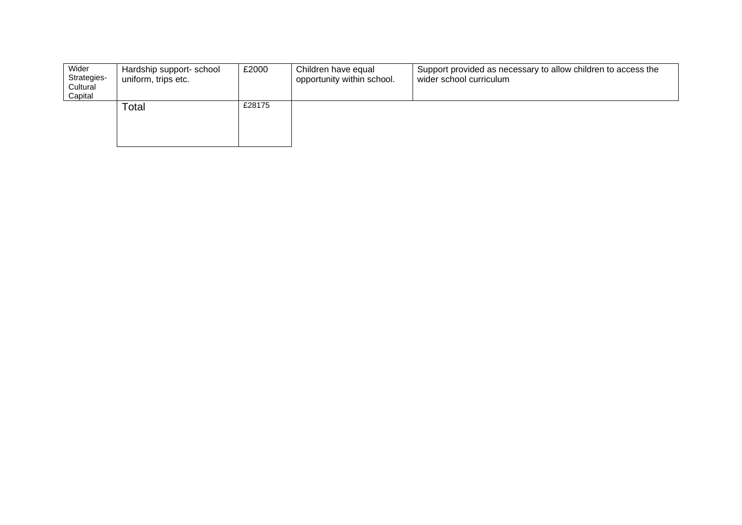| | | | | |
|---|---|---|---|---|
| Wider Strategies- Cultural Capital | Hardship support- school uniform, trips etc. | £2000 | Children have equal opportunity within school. | Support provided as necessary to allow children to access the wider school curriculum |
| | Total | £28175 | | |